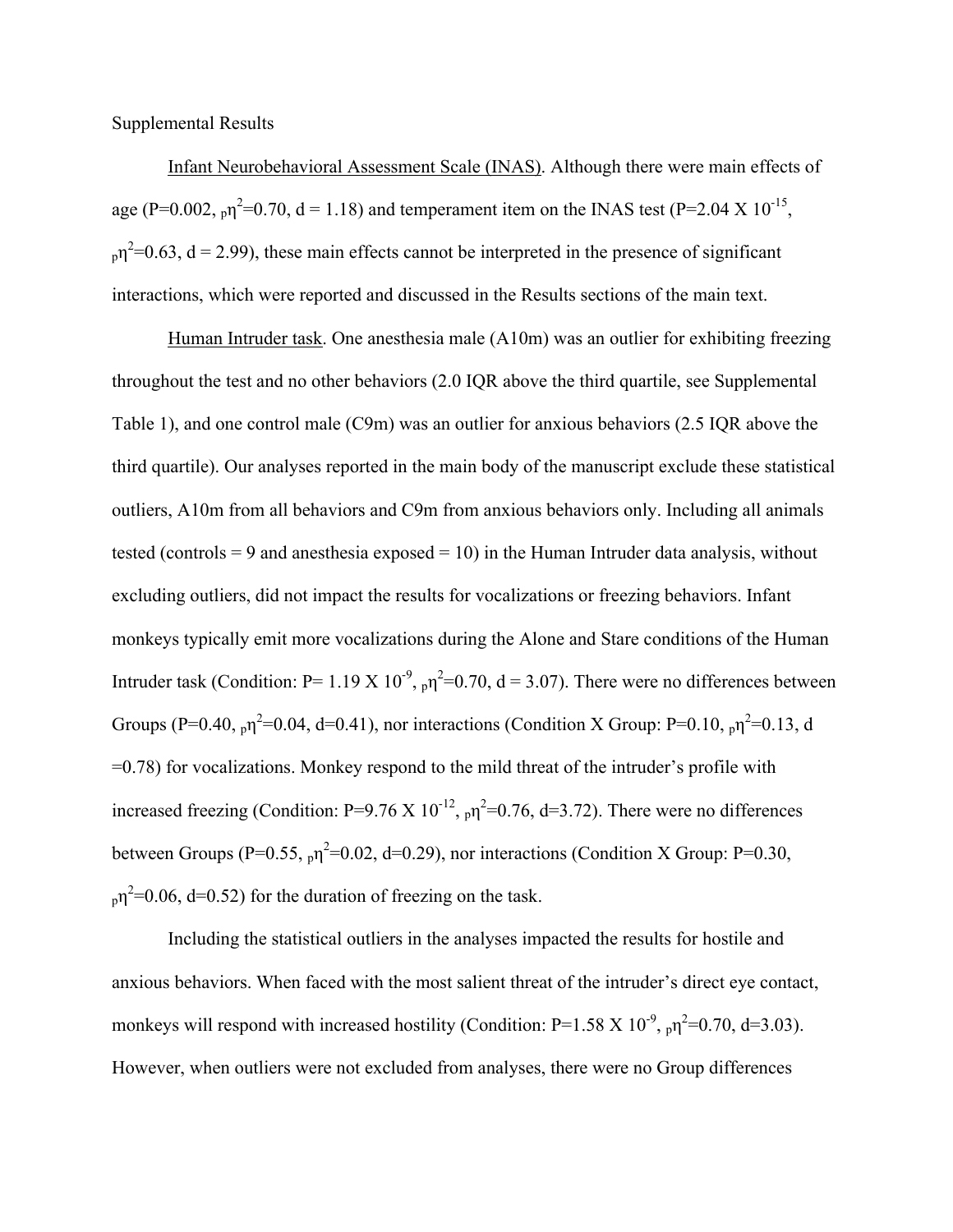Supplemental Results

Infant Neurobehavioral Assessment Scale (INAS). Although there were main effects of age ($P=0.002$, ${}_p\eta^2=0.70$, $d = 1.18$) and temperament item on the INAS test ($P=2.04 \times 10^{-15}$, ${}_p\eta^2=0.63$, $d = 2.99$), these main effects cannot be interpreted in the presence of significant interactions, which were reported and discussed in the Results sections of the main text.

Human Intruder task. One anesthesia male (A10m) was an outlier for exhibiting freezing throughout the test and no other behaviors (2.0 IQR above the third quartile, see Supplemental Table 1), and one control male (C9m) was an outlier for anxious behaviors (2.5 IQR above the third quartile). Our analyses reported in the main body of the manuscript exclude these statistical outliers, A10m from all behaviors and C9m from anxious behaviors only. Including all animals tested (controls = 9 and anesthesia exposed = 10) in the Human Intruder data analysis, without excluding outliers, did not impact the results for vocalizations or freezing behaviors. Infant monkeys typically emit more vocalizations during the Alone and Stare conditions of the Human Intruder task (Condition: $P= 1.19 \times 10^{-9}$, ${}_p\eta^2=0.70$, $d = 3.07$). There were no differences between Groups ($P=0.40$, ${}_p\eta^2=0.04$, $d=0.41$), nor interactions (Condition X Group: $P=0.10$, ${}_p\eta^2=0.13$, $d =0.78$) for vocalizations. Monkey respond to the mild threat of the intruder's profile with increased freezing (Condition: $P=9.76 \times 10^{-12}$, ${}_p\eta^2=0.76$, $d=3.72$). There were no differences between Groups ($P=0.55$, ${}_p\eta^2=0.02$, $d=0.29$), nor interactions (Condition X Group: $P=0.30$, ${}_p\eta^2=0.06$, $d=0.52$) for the duration of freezing on the task.

Including the statistical outliers in the analyses impacted the results for hostile and anxious behaviors. When faced with the most salient threat of the intruder's direct eye contact, monkeys will respond with increased hostility (Condition: $P=1.58 \times 10^{-9}$, ${}_p\eta^2=0.70$, $d=3.03$). However, when outliers were not excluded from analyses, there were no Group differences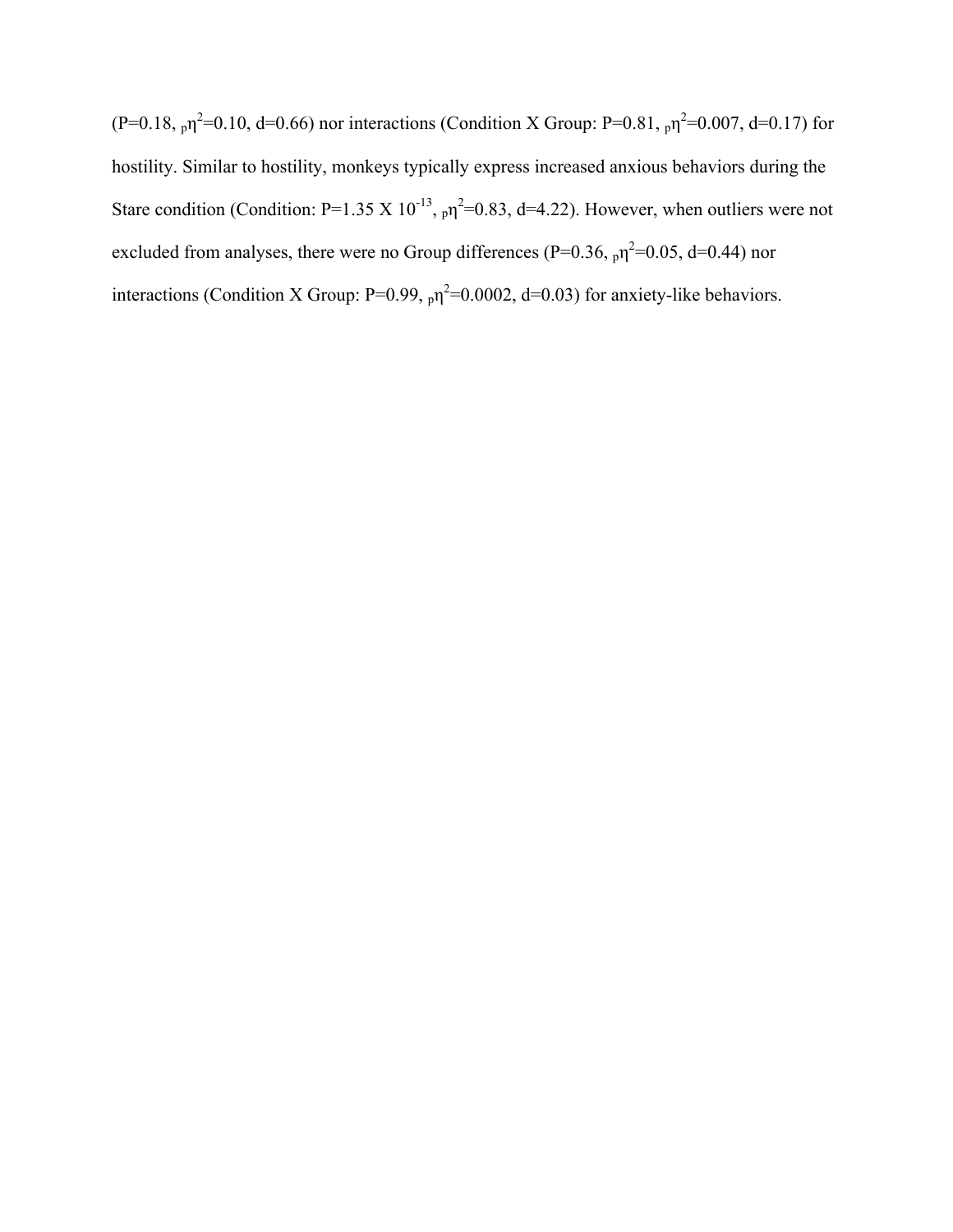($P=0.18$, ${}_p\eta^2=0.10$, $d=0.66$) nor interactions (Condition X Group: $P=0.81$, ${}_p\eta^2=0.007$, $d=0.17$) for hostility. Similar to hostility, monkeys typically express increased anxious behaviors during the Stare condition (Condition: $P=1.35 \times 10^{-13}$, ${}_p\eta^2=0.83$, $d=4.22$). However, when outliers were not excluded from analyses, there were no Group differences ($P=0.36$, ${}_p\eta^2=0.05$, $d=0.44$) nor interactions (Condition X Group: $P=0.99$, ${}_p\eta^2=0.0002$, $d=0.03$) for anxiety-like behaviors.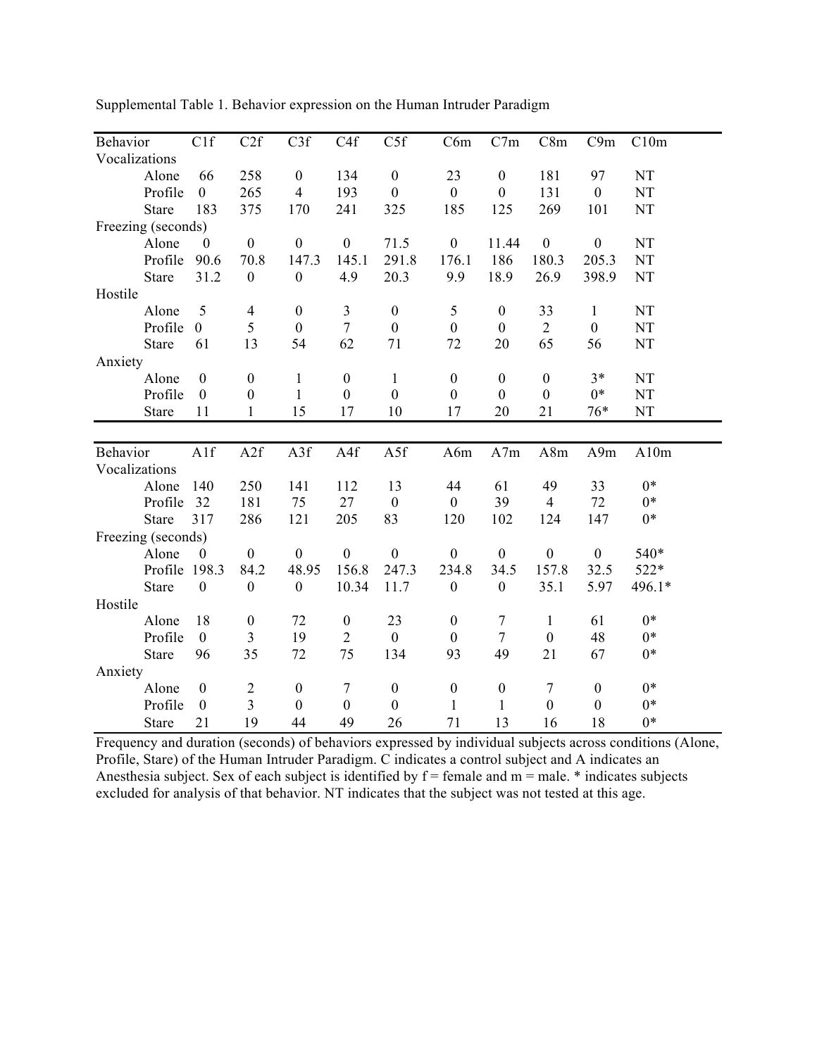Supplemental Table 1. Behavior expression on the Human Intruder Paradigm

| Behavior | C1f | C2f | C3f | C4f | C5f | C6m | C7m | C8m | C9m | C10m |
|---|---|---|---|---|---|---|---|---|---|---|
| Vocalizations | | | | | | | | | | |
| Alone | 66 | 258 | 0 | 134 | 0 | 23 | 0 | 181 | 97 | NT |
| Profile | 0 | 265 | 4 | 193 | 0 | 0 | 0 | 131 | 0 | NT |
| Stare | 183 | 375 | 170 | 241 | 325 | 185 | 125 | 269 | 101 | NT |
| Freezing (seconds) | | | | | | | | | | |
| Alone | 0 | 0 | 0 | 0 | 71.5 | 0 | 11.44 | 0 | 0 | NT |
| Profile | 90.6 | 70.8 | 147.3 | 145.1 | 291.8 | 176.1 | 186 | 180.3 | 205.3 | NT |
| Stare | 31.2 | 0 | 0 | 4.9 | 20.3 | 9.9 | 18.9 | 26.9 | 398.9 | NT |
| Hostile | | | | | | | | | | |
| Alone | 5 | 4 | 0 | 3 | 0 | 5 | 0 | 33 | 1 | NT |
| Profile | 0 | 5 | 0 | 7 | 0 | 0 | 0 | 2 | 0 | NT |
| Stare | 61 | 13 | 54 | 62 | 71 | 72 | 20 | 65 | 56 | NT |
| Anxiety | | | | | | | | | | |
| Alone | 0 | 0 | 1 | 0 | 1 | 0 | 0 | 0 | 3* | NT |
| Profile | 0 | 0 | 1 | 0 | 0 | 0 | 0 | 0 | 0* | NT |
| Stare | 11 | 1 | 15 | 17 | 10 | 17 | 20 | 21 | 76* | NT |

| Behavior | A1f | A2f | A3f | A4f | A5f | A6m | A7m | A8m | A9m | A10m |
|---|---|---|---|---|---|---|---|---|---|---|
| Vocalizations | | | | | | | | | | |
| Alone | 140 | 250 | 141 | 112 | 13 | 44 | 61 | 49 | 33 | 0* |
| Profile | 32 | 181 | 75 | 27 | 0 | 0 | 39 | 4 | 72 | 0* |
| Stare | 317 | 286 | 121 | 205 | 83 | 120 | 102 | 124 | 147 | 0* |
| Freezing (seconds) | | | | | | | | | | |
| Alone | 0 | 0 | 0 | 0 | 0 | 0 | 0 | 0 | 0 | 540* |
| Profile | 198.3 | 84.2 | 48.95 | 156.8 | 247.3 | 234.8 | 34.5 | 157.8 | 32.5 | 522* |
| Stare | 0 | 0 | 0 | 10.34 | 11.7 | 0 | 0 | 35.1 | 5.97 | 496.1* |
| Hostile | | | | | | | | | | |
| Alone | 18 | 0 | 72 | 0 | 23 | 0 | 7 | 1 | 61 | 0* |
| Profile | 0 | 3 | 19 | 2 | 0 | 0 | 7 | 0 | 48 | 0* |
| Stare | 96 | 35 | 72 | 75 | 134 | 93 | 49 | 21 | 67 | 0* |
| Anxiety | | | | | | | | | | |
| Alone | 0 | 2 | 0 | 7 | 0 | 0 | 0 | 7 | 0 | 0* |
| Profile | 0 | 3 | 0 | 0 | 0 | 1 | 1 | 0 | 0 | 0* |
| Stare | 21 | 19 | 44 | 49 | 26 | 71 | 13 | 16 | 18 | 0* |

Frequency and duration (seconds) of behaviors expressed by individual subjects across conditions (Alone, Profile, Stare) of the Human Intruder Paradigm. C indicates a control subject and A indicates an Anesthesia subject. Sex of each subject is identified by f = female and m = male. * indicates subjects excluded for analysis of that behavior. NT indicates that the subject was not tested at this age.